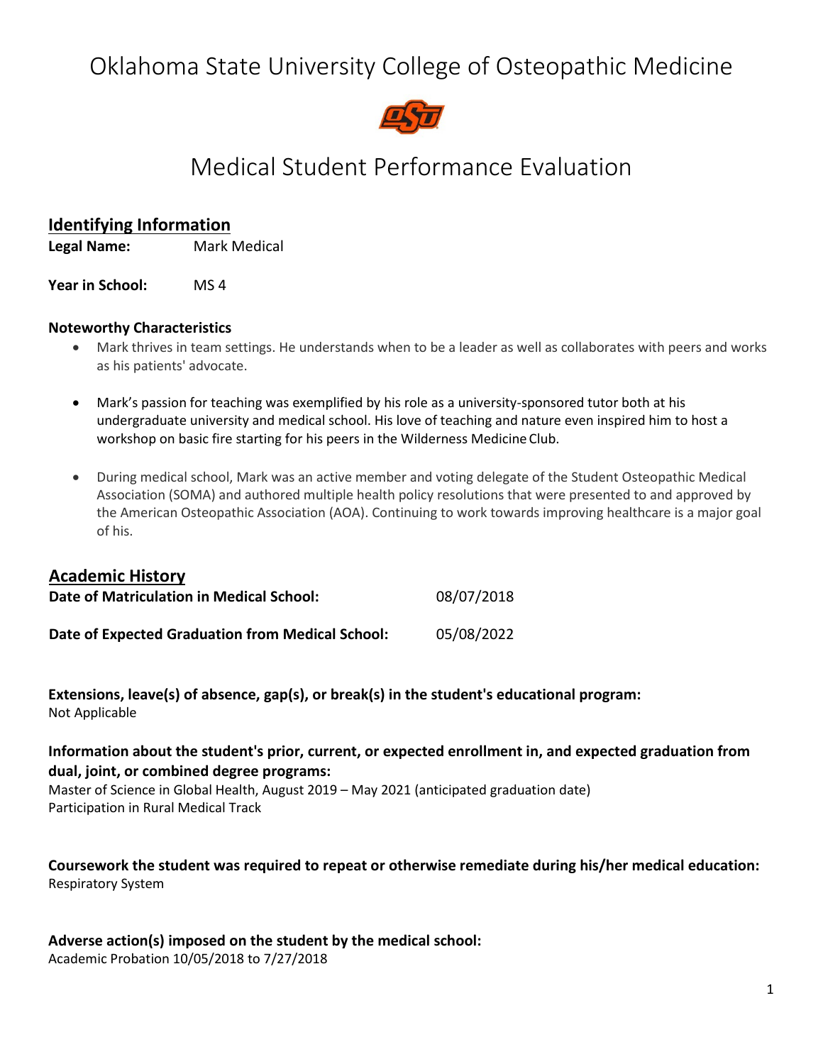# Oklahoma State University College of Osteopathic Medicine

# Medical Student Performance Evaluation

## Identifying Information

**Legal Name:** Mark Medical

**Year in School:** MS 4

### Noteworthy Characteristics

- Mark thrives in team settings. He understands when to be a leader as well as collaborates with peers and works as his patients' advocate.
- Mark's passion for teaching was exemplified by his role as a university-sponsored tutor both at his undergraduate university and medical school. His love of teaching and nature even inspired him to host a workshop on basic fire starting for his peers in the Wilderness Medicine Club.
- During medical school, Mark was an active member and voting delegate of the Student Osteopathic Medical Association (SOMA) and authored multiple health policy resolutions that were presented to and approved by the American Osteopathic Association (AOA). Continuing to work towards improving healthcare is a major goal of his.

## Academic History

**Date of Matriculation in Medical School:** 08/07/2018

**Date of Expected Graduation from Medical School:** 05/08/2022

**Extensions, leave(s) of absence, gap(s), or break(s) in the student's educational program:**
Not Applicable

**Information about the student's prior, current, or expected enrollment in, and expected graduation from dual, joint, or combined degree programs:**
Master of Science in Global Health, August 2019 – May 2021 (anticipated graduation date)
Participation in Rural Medical Track

**Coursework the student was required to repeat or otherwise remediate during his/her medical education:**
Respiratory System

**Adverse action(s) imposed on the student by the medical school:**
Academic Probation 10/05/2018 to 7/27/2018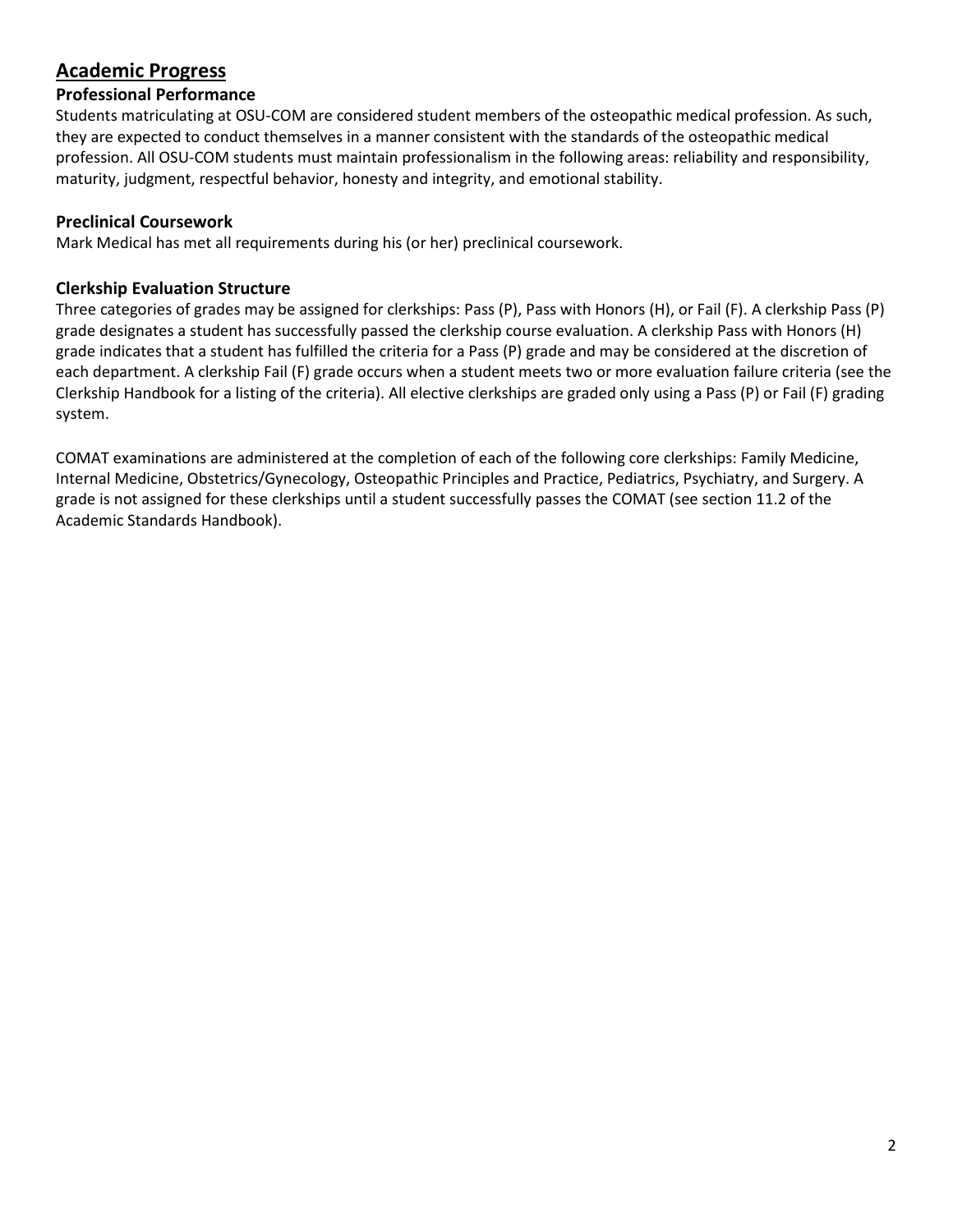## Academic Progress

### Professional Performance

Students matriculating at OSU-COM are considered student members of the osteopathic medical profession. As such, they are expected to conduct themselves in a manner consistent with the standards of the osteopathic medical profession. All OSU-COM students must maintain professionalism in the following areas: reliability and responsibility, maturity, judgment, respectful behavior, honesty and integrity, and emotional stability.

### Preclinical Coursework

Mark Medical has met all requirements during his (or her) preclinical coursework.

### Clerkship Evaluation Structure

Three categories of grades may be assigned for clerkships: Pass (P), Pass with Honors (H), or Fail (F). A clerkship Pass (P) grade designates a student has successfully passed the clerkship course evaluation. A clerkship Pass with Honors (H) grade indicates that a student has fulfilled the criteria for a Pass (P) grade and may be considered at the discretion of each department. A clerkship Fail (F) grade occurs when a student meets two or more evaluation failure criteria (see the Clerkship Handbook for a listing of the criteria). All elective clerkships are graded only using a Pass (P) or Fail (F) grading system.

COMAT examinations are administered at the completion of each of the following core clerkships: Family Medicine, Internal Medicine, Obstetrics/Gynecology, Osteopathic Principles and Practice, Pediatrics, Psychiatry, and Surgery. A grade is not assigned for these clerkships until a student successfully passes the COMAT (see section 11.2 of the Academic Standards Handbook).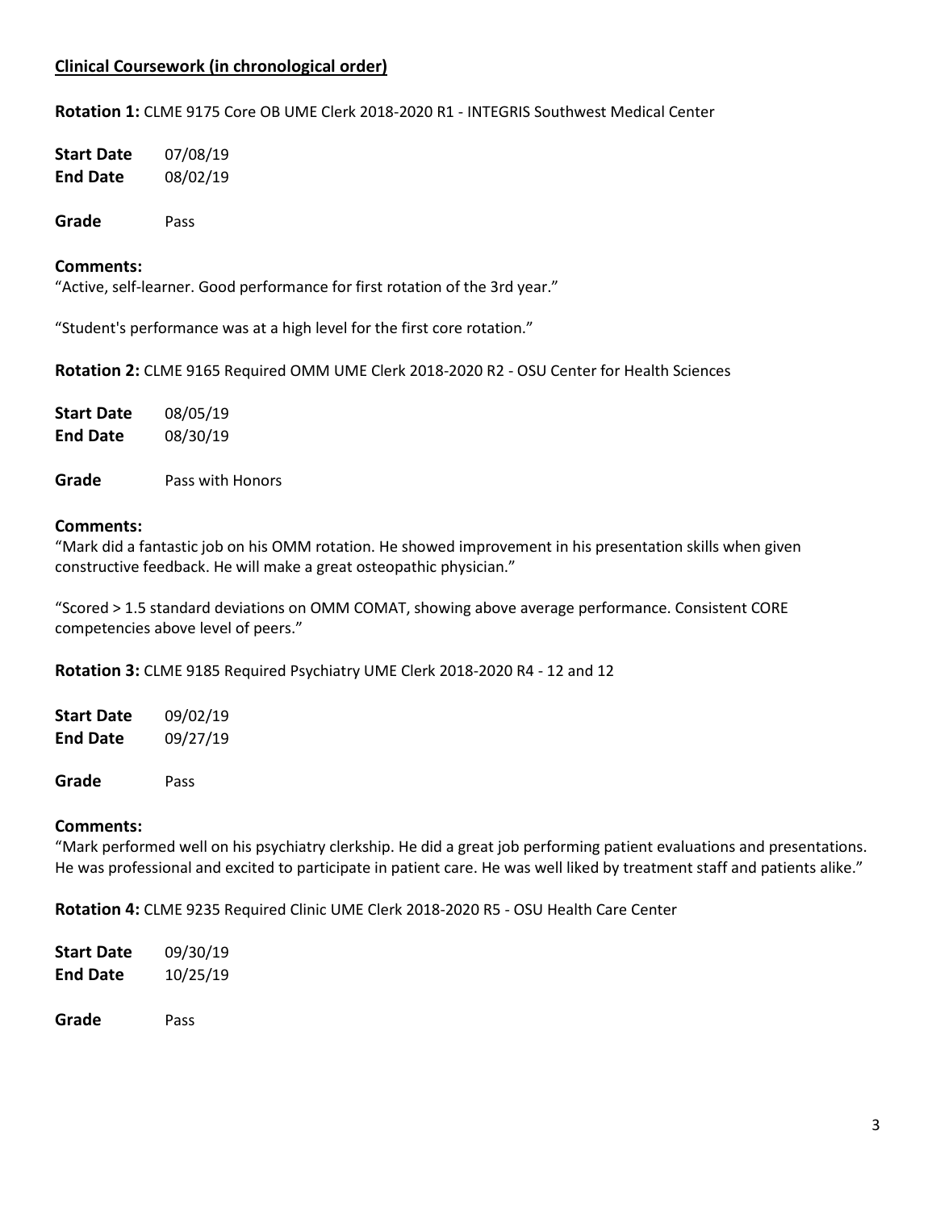## Clinical Coursework (in chronological order)

**Rotation 1:** CLME 9175 Core OB UME Clerk 2018-2020 R1 - INTEGRIS Southwest Medical Center

**Start Date** 07/08/19
**End Date** 08/02/19

**Grade** Pass

**Comments:**
"Active, self-learner. Good performance for first rotation of the 3rd year."

"Student's performance was at a high level for the first core rotation."

**Rotation 2:** CLME 9165 Required OMM UME Clerk 2018-2020 R2 - OSU Center for Health Sciences

**Start Date** 08/05/19
**End Date** 08/30/19

**Grade** Pass with Honors

**Comments:**
"Mark did a fantastic job on his OMM rotation. He showed improvement in his presentation skills when given constructive feedback. He will make a great osteopathic physician."

"Scored > 1.5 standard deviations on OMM COMAT, showing above average performance. Consistent CORE competencies above level of peers."

**Rotation 3:** CLME 9185 Required Psychiatry UME Clerk 2018-2020 R4 - 12 and 12

**Start Date** 09/02/19
**End Date** 09/27/19

**Grade** Pass

**Comments:**
"Mark performed well on his psychiatry clerkship. He did a great job performing patient evaluations and presentations. He was professional and excited to participate in patient care. He was well liked by treatment staff and patients alike."

**Rotation 4:** CLME 9235 Required Clinic UME Clerk 2018-2020 R5 - OSU Health Care Center

**Start Date** 09/30/19
**End Date** 10/25/19

**Grade** Pass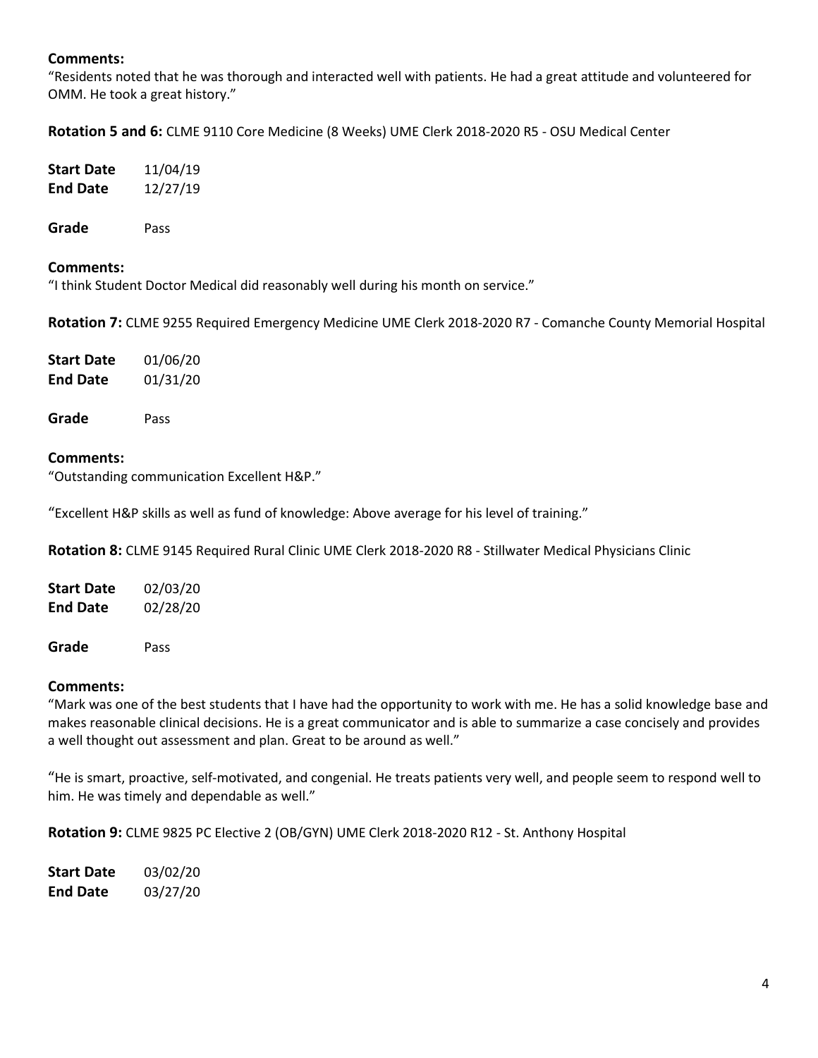**Comments:**

"Residents noted that he was thorough and interacted well with patients. He had a great attitude and volunteered for OMM. He took a great history."

**Rotation 5 and 6:** CLME 9110 Core Medicine (8 Weeks) UME Clerk 2018-2020 R5 - OSU Medical Center

**Start Date** 11/04/19
**End Date** 12/27/19

**Grade** Pass

**Comments:**

"I think Student Doctor Medical did reasonably well during his month on service."

**Rotation 7:** CLME 9255 Required Emergency Medicine UME Clerk 2018-2020 R7 - Comanche County Memorial Hospital

**Start Date** 01/06/20
**End Date** 01/31/20

**Grade** Pass

**Comments:**

"Outstanding communication Excellent H&P."

"Excellent H&P skills as well as fund of knowledge: Above average for his level of training."

**Rotation 8:** CLME 9145 Required Rural Clinic UME Clerk 2018-2020 R8 - Stillwater Medical Physicians Clinic

**Start Date** 02/03/20
**End Date** 02/28/20

**Grade** Pass

**Comments:**

"Mark was one of the best students that I have had the opportunity to work with me. He has a solid knowledge base and makes reasonable clinical decisions. He is a great communicator and is able to summarize a case concisely and provides a well thought out assessment and plan. Great to be around as well."

"He is smart, proactive, self-motivated, and congenial. He treats patients very well, and people seem to respond well to him. He was timely and dependable as well."

**Rotation 9:** CLME 9825 PC Elective 2 (OB/GYN) UME Clerk 2018-2020 R12 - St. Anthony Hospital

**Start Date** 03/02/20
**End Date** 03/27/20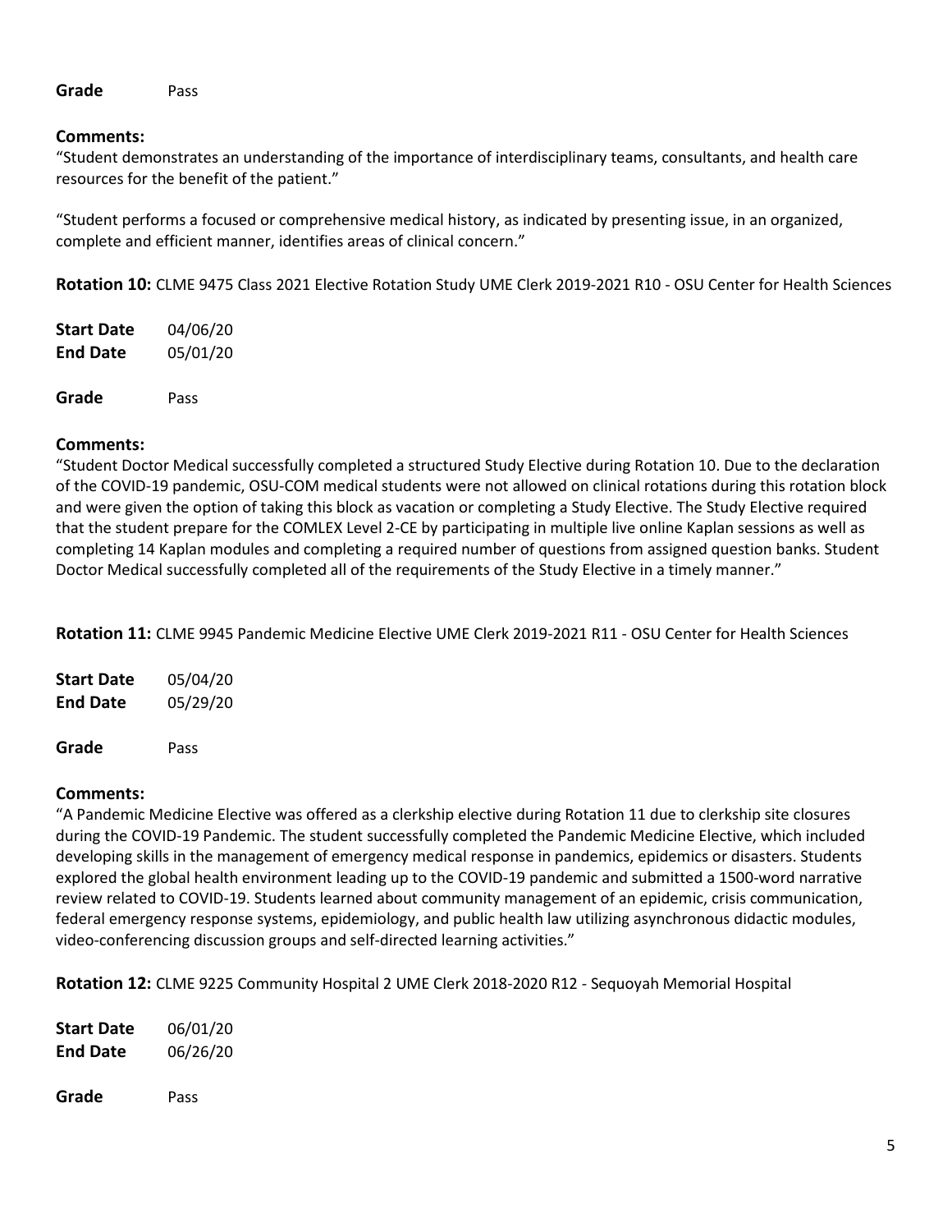**Grade** Pass

**Comments:**

"Student demonstrates an understanding of the importance of interdisciplinary teams, consultants, and health care resources for the benefit of the patient."

"Student performs a focused or comprehensive medical history, as indicated by presenting issue, in an organized, complete and efficient manner, identifies areas of clinical concern."

**Rotation 10:** CLME 9475 Class 2021 Elective Rotation Study UME Clerk 2019-2021 R10 - OSU Center for Health Sciences

**Start Date** 04/06/20
**End Date** 05/01/20

**Grade** Pass

**Comments:**

"Student Doctor Medical successfully completed a structured Study Elective during Rotation 10. Due to the declaration of the COVID-19 pandemic, OSU-COM medical students were not allowed on clinical rotations during this rotation block and were given the option of taking this block as vacation or completing a Study Elective. The Study Elective required that the student prepare for the COMLEX Level 2-CE by participating in multiple live online Kaplan sessions as well as completing 14 Kaplan modules and completing a required number of questions from assigned question banks. Student Doctor Medical successfully completed all of the requirements of the Study Elective in a timely manner."

**Rotation 11:** CLME 9945 Pandemic Medicine Elective UME Clerk 2019-2021 R11 - OSU Center for Health Sciences

**Start Date** 05/04/20
**End Date** 05/29/20

**Grade** Pass

**Comments:**

"A Pandemic Medicine Elective was offered as a clerkship elective during Rotation 11 due to clerkship site closures during the COVID-19 Pandemic. The student successfully completed the Pandemic Medicine Elective, which included developing skills in the management of emergency medical response in pandemics, epidemics or disasters. Students explored the global health environment leading up to the COVID-19 pandemic and submitted a 1500-word narrative review related to COVID-19. Students learned about community management of an epidemic, crisis communication, federal emergency response systems, epidemiology, and public health law utilizing asynchronous didactic modules, video-conferencing discussion groups and self-directed learning activities."

**Rotation 12:** CLME 9225 Community Hospital 2 UME Clerk 2018-2020 R12 - Sequoyah Memorial Hospital

**Start Date** 06/01/20
**End Date** 06/26/20

**Grade** Pass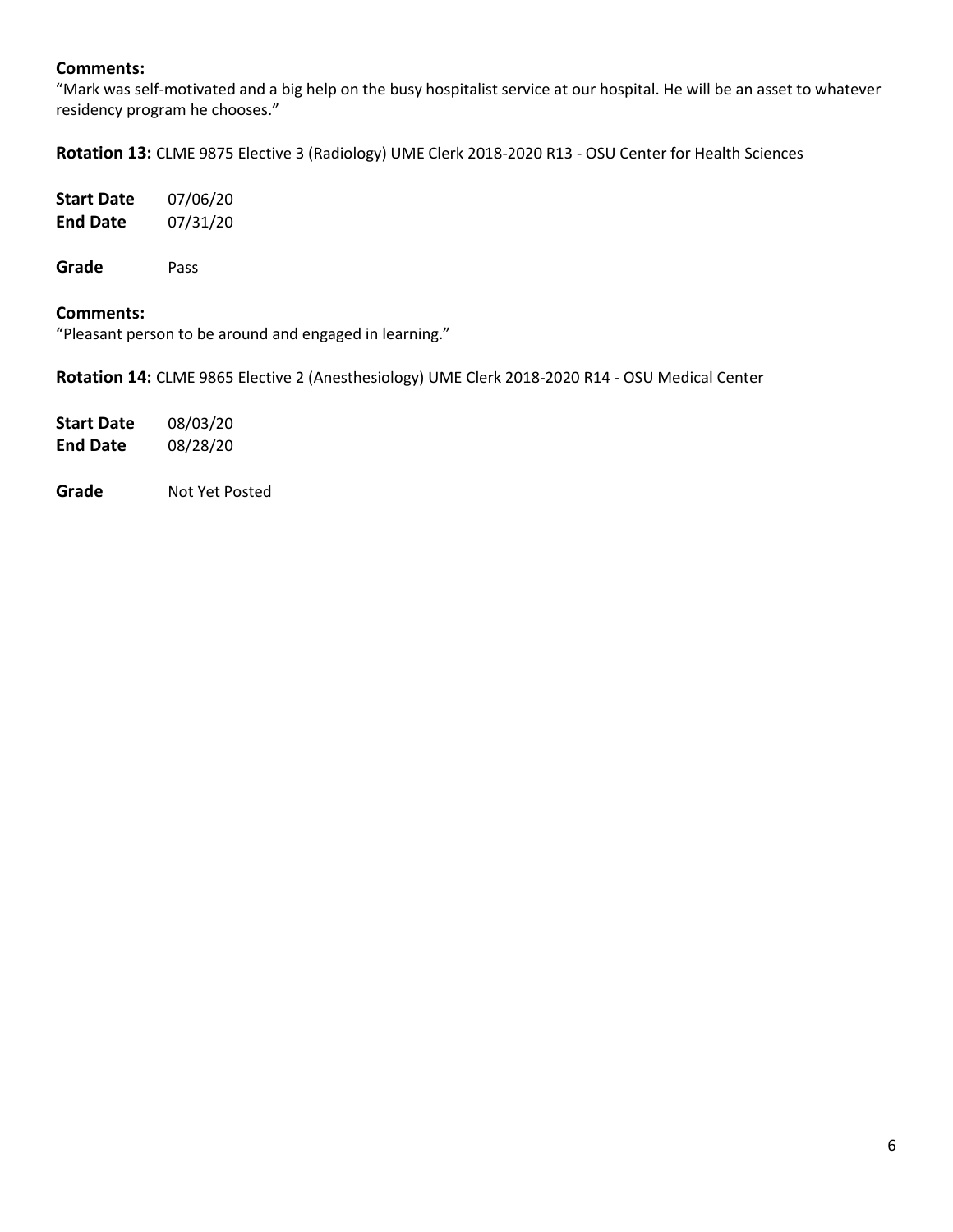**Comments:**
"Mark was self-motivated and a big help on the busy hospitalist service at our hospital. He will be an asset to whatever residency program he chooses."

**Rotation 13:** CLME 9875 Elective 3 (Radiology) UME Clerk 2018-2020 R13 - OSU Center for Health Sciences

**Start Date** 07/06/20
**End Date** 07/31/20

**Grade** Pass

**Comments:**
"Pleasant person to be around and engaged in learning."

**Rotation 14:** CLME 9865 Elective 2 (Anesthesiology) UME Clerk 2018-2020 R14 - OSU Medical Center

**Start Date** 08/03/20
**End Date** 08/28/20

**Grade** Not Yet Posted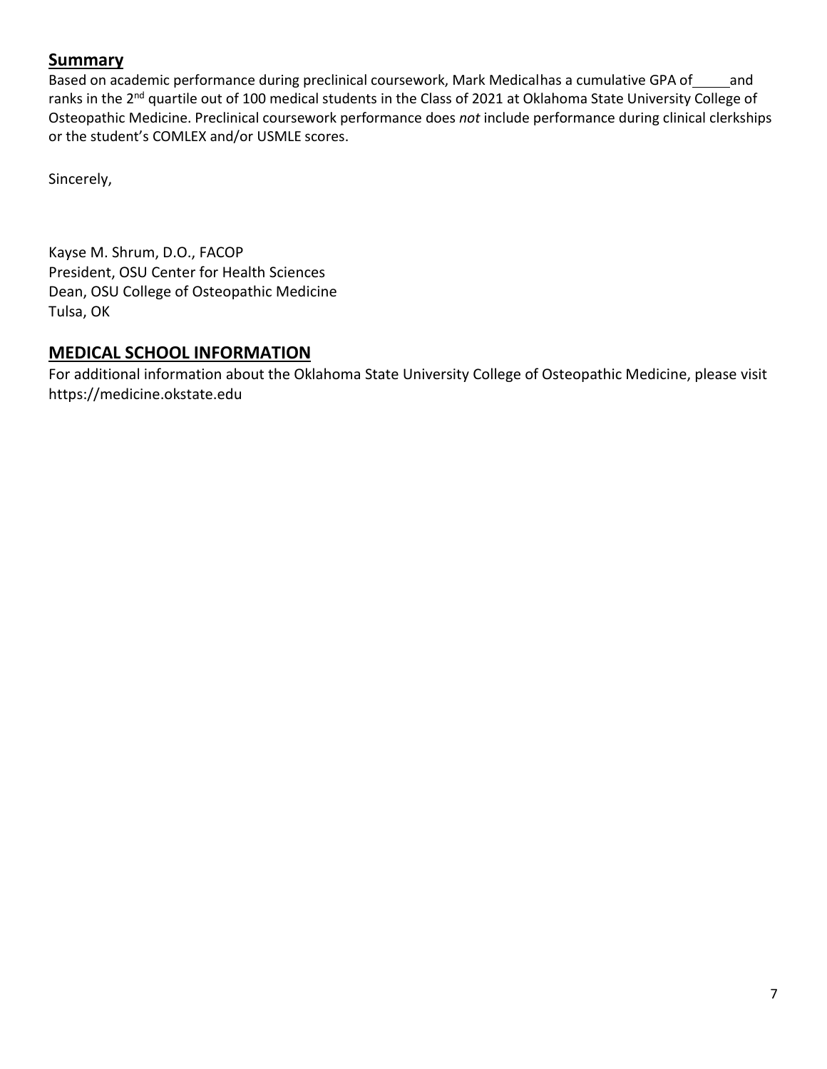## Summary

Based on academic performance during preclinical coursework, Mark Medicalhas a cumulative GPA of ____ and ranks in the 2nd quartile out of 100 medical students in the Class of 2021 at Oklahoma State University College of Osteopathic Medicine. Preclinical coursework performance does *not* include performance during clinical clerkships or the student's COMLEX and/or USMLE scores.

Sincerely,

Kayse M. Shrum, D.O., FACOP
President, OSU Center for Health Sciences
Dean, OSU College of Osteopathic Medicine
Tulsa, OK

## MEDICAL SCHOOL INFORMATION

For additional information about the Oklahoma State University College of Osteopathic Medicine, please visit https://medicine.okstate.edu